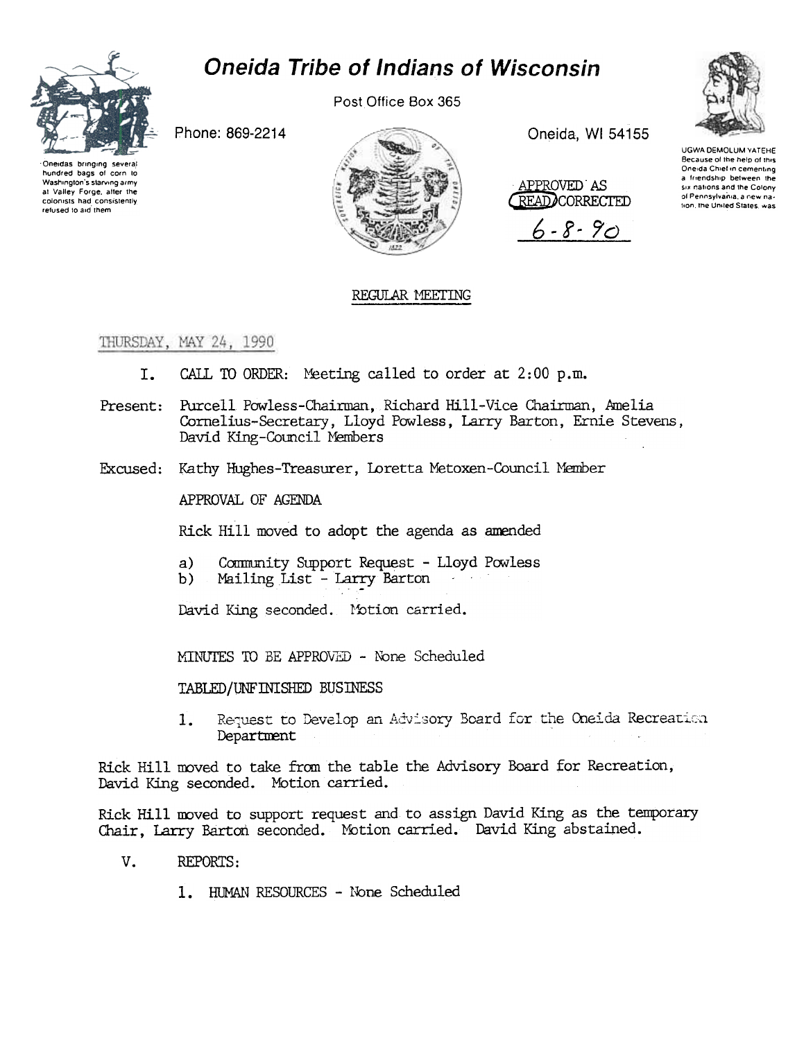# Oneida Tribe of Indians of Wisconsin

Post Office Box 365

Phone: 869-2214

Oneida, WI 54155

Oneidas bringing several hundred bags of corn to Washington's starving army at Valley Forge, after the colonists had consistently refused to aid them

UGWA DEMOLUM YATEHE Because of the help of this Oneida Chief in cementing a friendship between the six nations and the Colony of Pennsylvania, a new nation, the United States, was

APPROVED AS READ/CORRECTED

6-8-90

REGULAR MEETING

THURSDAY, MAY 24, 1990

I. CALL TO ORDER: Meeting called to order at 2:00 p.m.

Present: Purcell Powless-Chairman, Richard Hill-Vice Chairman, Amelia Cornelius-Secretary, Lloyd Powless, Larry Barton, Ernie Stevens, David King-Council Members

Excused: Kathy Hughes-Treasurer, Loretta Metoxen-Council Member

APPROVAL OF AGENDA

Rick Hill moved to adopt the agenda as amended

a) Community Support Request - Lloyd Powless
b) Mailing List - Larry Barton

David King seconded. Motion carried.

MINUTES TO BE APPROVED - None Scheduled

TABLED/UNFINISHED BUSINESS

1. Request to Develop an Advisory Board for the Oneida Recreation Department

Rick Hill moved to take from the table the Advisory Board for Recreation, David King seconded. Motion carried.

Rick Hill moved to support request and to assign David King as the temporary Chair, Larry Barton seconded. Motion carried. David King abstained.

V. REPORTS:

1. HUMAN RESOURCES - None Scheduled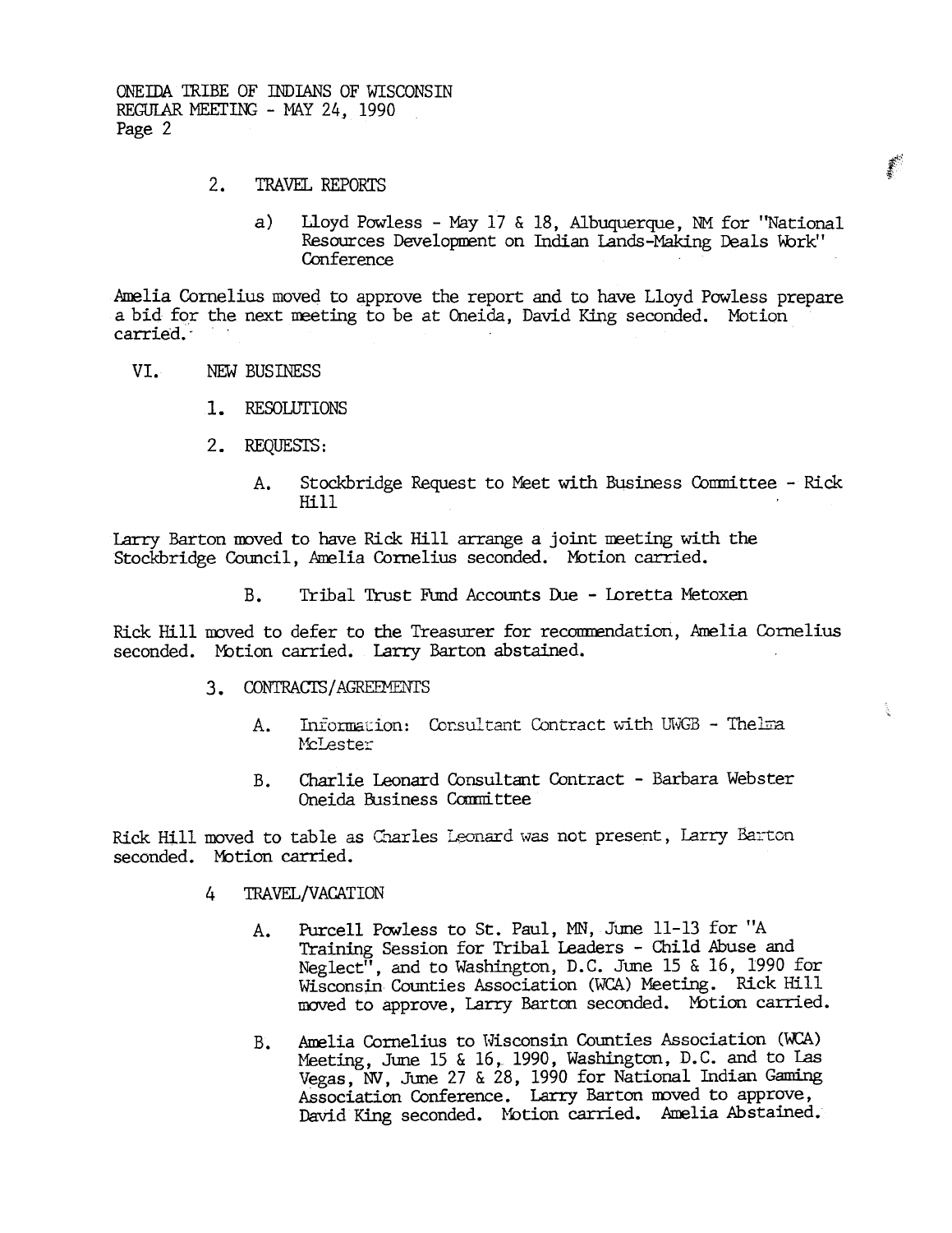2. TRAVEL REPORTS

   a) Lloyd Powless - May 17 & 18, Albuquerque, NM for "National Resources Development on Indian Lands-Making Deals Work" Conference

Amelia Cornelius moved to approve the report and to have Lloyd Powless prepare a bid for the next meeting to be at Oneida, David King seconded. Motion carried.

VI. NEW BUSINESS

1. RESOLUTIONS

2. REQUESTS:

   A. Stockbridge Request to Meet with Business Committee - Rick Hill

Larry Barton moved to have Rick Hill arrange a joint meeting with the Stockbridge Council, Amelia Cornelius seconded. Motion carried.

   B. Tribal Trust Fund Accounts Due - Loretta Metoxen

Rick Hill moved to defer to the Treasurer for recommendation, Amelia Cornelius seconded. Motion carried. Larry Barton abstained.

3. CONTRACTS/AGREEMENTS

   A. Information: Consultant Contract with UWGB - Thelma McLester

   B. Charlie Leonard Consultant Contract - Barbara Webster Oneida Business Committee

Rick Hill moved to table as Charles Leonard was not present, Larry Barton seconded. Motion carried.

4 TRAVEL/VACATION

   A. Purcell Powless to St. Paul, MN, June 11-13 for "A Training Session for Tribal Leaders - Child Abuse and Neglect", and to Washington, D.C. June 15 & 16, 1990 for Wisconsin Counties Association (WCA) Meeting. Rick Hill moved to approve, Larry Barton seconded. Motion carried.

   B. Amelia Cornelius to Wisconsin Counties Association (WCA) Meeting, June 15 & 16, 1990, Washington, D.C. and to Las Vegas, NV, June 27 & 28, 1990 for National Indian Gaming Association Conference. Larry Barton moved to approve, David King seconded. Motion carried. Amelia Abstained.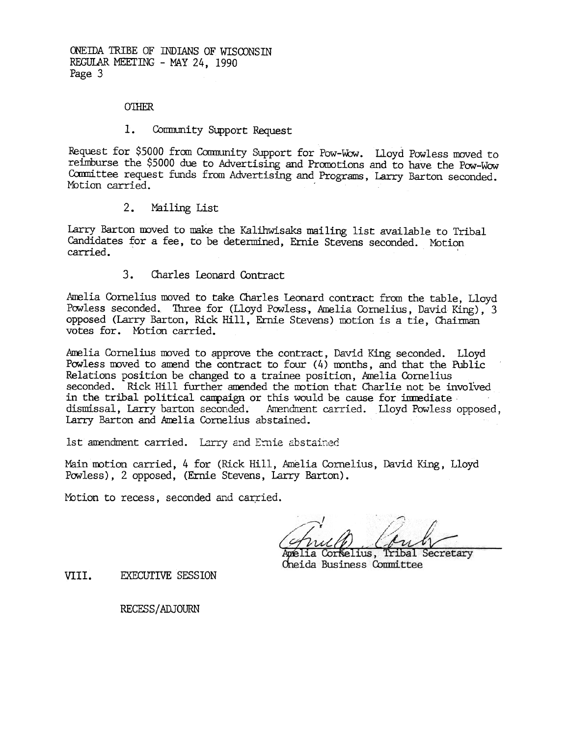OTHER

1. Community Support Request

Request for $5000 from Community Support for Pow-Wow. Lloyd Powless moved to reimburse the $5000 due to Advertising and Promotions and to have the Pow-Wow Committee request funds from Advertising and Programs, Larry Barton seconded. Motion carried.

2. Mailing List

Larry Barton moved to make the Kalihwisaks mailing list available to Tribal Candidates for a fee, to be determined, Ernie Stevens seconded. Motion carried.

3. Charles Leonard Contract

Amelia Cornelius moved to take Charles Leonard contract from the table, Lloyd Powless seconded. Three for (Lloyd Powless, Amelia Cornelius, David King), 3 opposed (Larry Barton, Rick Hill, Ernie Stevens) motion is a tie, Chairman votes for. Motion carried.

Amelia Cornelius moved to approve the contract, David King seconded. Lloyd Powless moved to amend the contract to four (4) months, and that the Public Relations position be changed to a trainee position, Amelia Cornelius seconded. Rick Hill further amended the motion that Charlie not be involved in the tribal political campaign or this would be cause for immediate dismissal, Larry barton seconded. Amendment carried. Lloyd Powless opposed, Larry Barton and Amelia Cornelius abstained.

1st amendment carried. Larry and Ernie abstained

Main motion carried, 4 for (Rick Hill, Amelia Cornelius, David King, Lloyd Powless), 2 opposed, (Ernie Stevens, Larry Barton).

Motion to recess, seconded and carried.

Amelia Cornelius, Tribal Secretary
Oneida Business Committee

VIII. EXECUTIVE SESSION

RECESS/ADJOURN